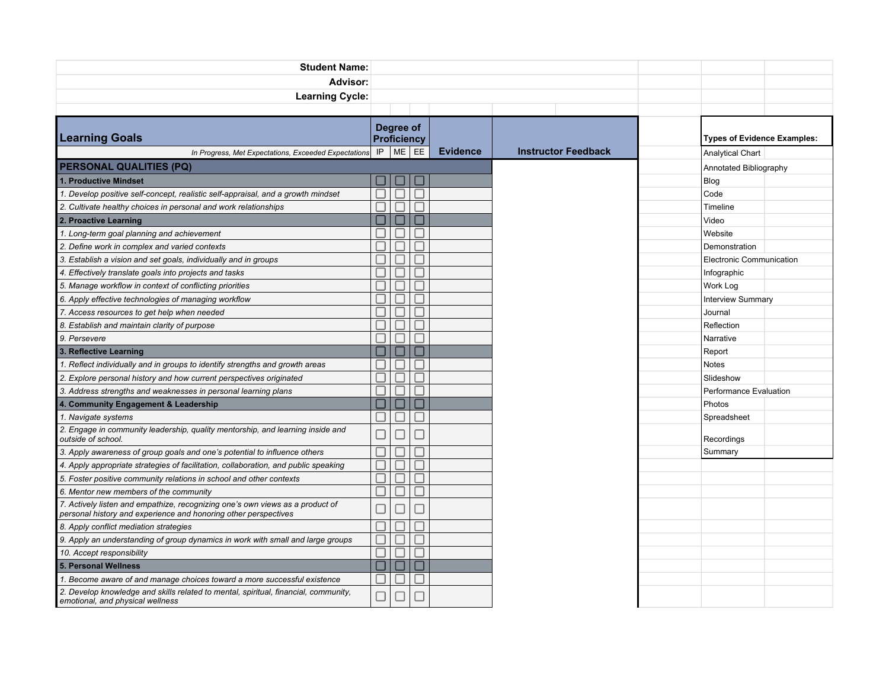**Student Name:**

**Advisor:**

**Learning Cycle:**

| Learning Goals | Degree of Proficiency | | | Evidence | Instructor Feedback |
|---|---|---|---|---|---|
| *In Progress, Met Expectations, Exceeded Expectations* | IP | ME | EE | | |
| **PERSONAL QUALITIES (PQ)** | | | | | |
| **1. Productive Mindset** | ☐ | ☐ | ☐ | | |
| *1. Develop positive self-concept, realistic self-appraisal, and a growth mindset* | ☐ | ☐ | ☐ | | |
| *2. Cultivate healthy choices in personal and work relationships* | ☐ | ☐ | ☐ | | |
| **2. Proactive Learning** | ☐ | ☐ | ☐ | | |
| *1. Long-term goal planning and achievement* | ☐ | ☐ | ☐ | | |
| *2. Define work in complex and varied contexts* | ☐ | ☐ | ☐ | | |
| *3. Establish a vision and set goals, individually and in groups* | ☐ | ☐ | ☐ | | |
| *4. Effectively translate goals into projects and tasks* | ☐ | ☐ | ☐ | | |
| *5. Manage workflow in context of conflicting priorities* | ☐ | ☐ | ☐ | | |
| *6. Apply effective technologies of managing workflow* | ☐ | ☐ | ☐ | | |
| *7. Access resources to get help when needed* | ☐ | ☐ | ☐ | | |
| *8. Establish and maintain clarity of purpose* | ☐ | ☐ | ☐ | | |
| *9. Persevere* | ☐ | ☐ | ☐ | | |
| **3. Reflective Learning** | ☐ | ☐ | ☐ | | |
| *1. Reflect individually and in groups to identify strengths and growth areas* | ☐ | ☐ | ☐ | | |
| *2. Explore personal history and how current perspectives originated* | ☐ | ☐ | ☐ | | |
| *3. Address strengths and weaknesses in personal learning plans* | ☐ | ☐ | ☐ | | |
| **4. Community Engagement & Leadership** | ☐ | ☐ | ☐ | | |
| *1. Navigate systems* | ☐ | ☐ | ☐ | | |
| *2. Engage in community leadership, quality mentorship, and learning inside and outside of school.* | ☐ | ☐ | ☐ | | |
| *3. Apply awareness of group goals and one's potential to influence others* | ☐ | ☐ | ☐ | | |
| *4. Apply appropriate strategies of facilitation, collaboration, and public speaking* | ☐ | ☐ | ☐ | | |
| *5. Foster positive community relations in school and other contexts* | ☐ | ☐ | ☐ | | |
| *6. Mentor new members of the community* | ☐ | ☐ | ☐ | | |
| *7. Actively listen and empathize, recognizing one's own views as a product of personal history and experience and honoring other perspectives* | ☐ | ☐ | ☐ | | |
| *8. Apply conflict mediation strategies* | ☐ | ☐ | ☐ | | |
| *9. Apply an understanding of group dynamics in work with small and large groups* | ☐ | ☐ | ☐ | | |
| *10. Accept responsibility* | ☐ | ☐ | ☐ | | |
| **5. Personal Wellness** | ☐ | ☐ | ☐ | | |
| *1. Become aware of and manage choices toward a more successful existence* | ☐ | ☐ | ☐ | | |
| *2. Develop knowledge and skills related to mental, spiritual, financial, community, emotional, and physical wellness* | ☐ | ☐ | ☐ | | |

| **Types of Evidence Examples:** |
|---|
| Analytical Chart |
| Annotated Bibliography |
| Blog |
| Code |
| Timeline |
| Video |
| Website |
| Demonstration |
| Electronic Communication |
| Infographic |
| Work Log |
| Interview Summary |
| Journal |
| Reflection |
| Narrative |
| Report |
| Notes |
| Slideshow |
| Performance Evaluation |
| Photos |
| Spreadsheet |
| Recordings |
| Summary |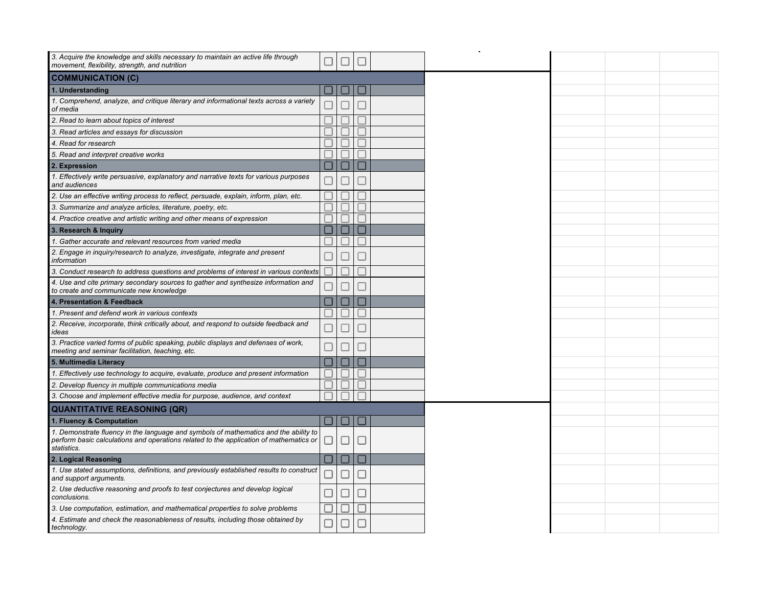| | | | | |
|---|---|---|---|---|
| *3. Acquire the knowledge and skills necessary to maintain an active life through movement, flexibility, strength, and nutrition* | ☐ | ☐ | ☐ | |
| **COMMUNICATION (C)** | | | | |
| **1. Understanding** | ☐ | ☐ | ☐ | |
| *1. Comprehend, analyze, and critique literary and informational texts across a variety of media* | ☐ | ☐ | ☐ | |
| *2. Read to learn about topics of interest* | ☐ | ☐ | ☐ | |
| *3. Read articles and essays for discussion* | ☐ | ☐ | ☐ | |
| *4. Read for research* | ☐ | ☐ | ☐ | |
| *5. Read and interpret creative works* | ☐ | ☐ | ☐ | |
| **2. Expression** | ☐ | ☐ | ☐ | |
| *1. Effectively write persuasive, explanatory and narrative texts for various purposes and audiences* | ☐ | ☐ | ☐ | |
| *2. Use an effective writing process to reflect, persuade, explain, inform, plan, etc.* | ☐ | ☐ | ☐ | |
| *3. Summarize and analyze articles, literature, poetry, etc.* | ☐ | ☐ | ☐ | |
| *4. Practice creative and artistic writing and other means of expression* | ☐ | ☐ | ☐ | |
| **3. Research & Inquiry** | ☐ | ☐ | ☐ | |
| *1. Gather accurate and relevant resources from varied media* | ☐ | ☐ | ☐ | |
| *2. Engage in inquiry/research to analyze, investigate, integrate and present information* | ☐ | ☐ | ☐ | |
| *3. Conduct research to address questions and problems of interest in various contexts* | ☐ | ☐ | ☐ | |
| *4. Use and cite primary secondary sources to gather and synthesize information and to create and communicate new knowledge* | ☐ | ☐ | ☐ | |
| **4. Presentation & Feedback** | ☐ | ☐ | ☐ | |
| *1. Present and defend work in various contexts* | ☐ | ☐ | ☐ | |
| *2. Receive, incorporate, think critically about, and respond to outside feedback and ideas* | ☐ | ☐ | ☐ | |
| *3. Practice varied forms of public speaking, public displays and defenses of work, meeting and seminar facilitation, teaching, etc.* | ☐ | ☐ | ☐ | |
| **5. Multimedia Literacy** | ☐ | ☐ | ☐ | |
| *1. Effectively use technology to acquire, evaluate, produce and present information* | ☐ | ☐ | ☐ | |
| *2. Develop fluency in multiple communications media* | ☐ | ☐ | ☐ | |
| *3. Choose and implement effective media for purpose, audience, and context* | ☐ | ☐ | ☐ | |
| **QUANTITATIVE REASONING (QR)** | | | | |
| **1. Fluency & Computation** | ☐ | ☐ | ☐ | |
| *1. Demonstrate fluency in the language and symbols of mathematics and the ability to perform basic calculations and operations related to the application of mathematics or statistics.* | ☐ | ☐ | ☐ | |
| **2. Logical Reasoning** | ☐ | ☐ | ☐ | |
| *1. Use stated assumptions, definitions, and previously established results to construct and support arguments.* | ☐ | ☐ | ☐ | |
| *2. Use deductive reasoning and proofs to test conjectures and develop logical conclusions.* | ☐ | ☐ | ☐ | |
| *3. Use computation, estimation, and mathematical properties to solve problems* | ☐ | ☐ | ☐ | |
| *4. Estimate and check the reasonableness of results, including those obtained by technology.* | ☐ | ☐ | ☐ | |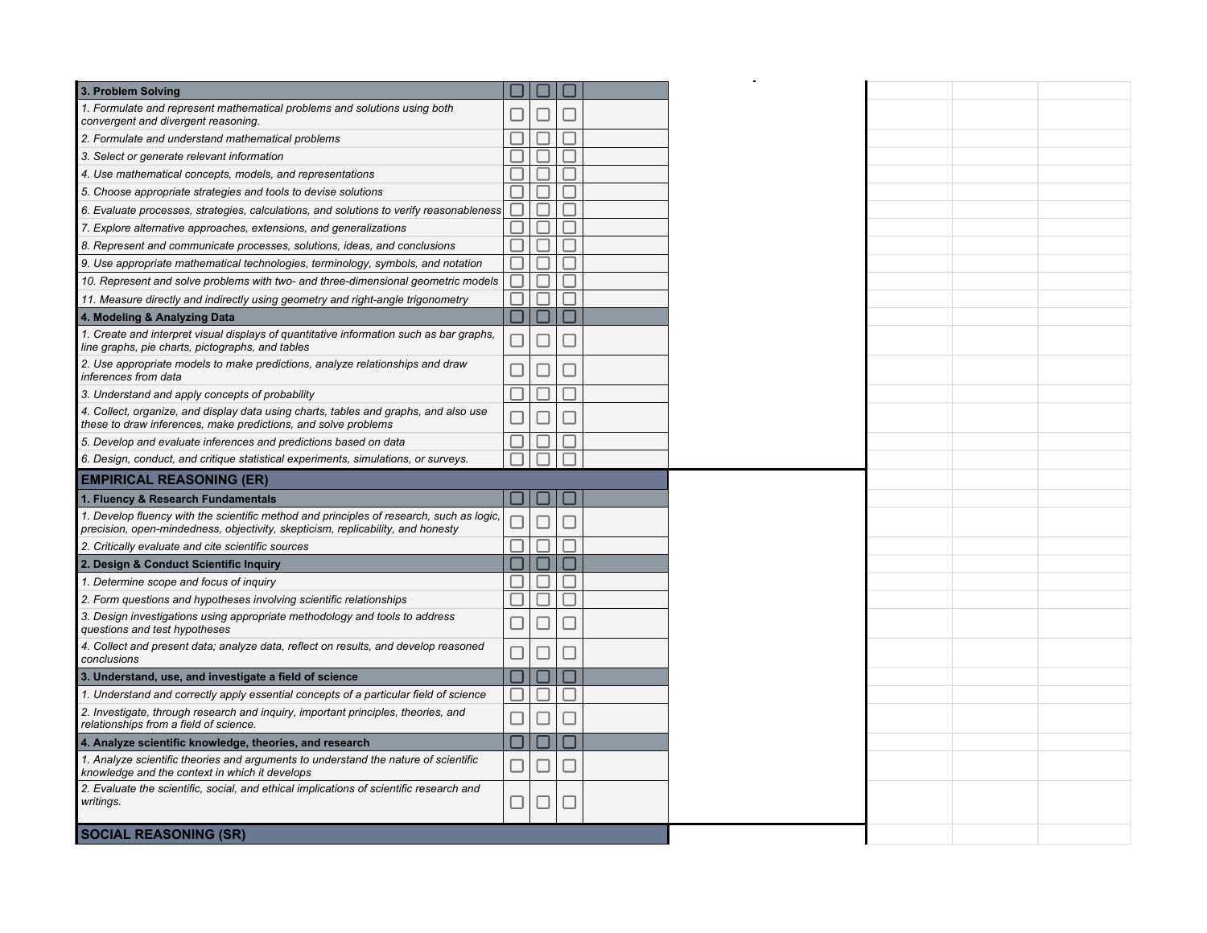| 3. Problem Solving | ☐ | ☐ | ☐ | |
|---|---|---|---|---|
| *1. Formulate and represent mathematical problems and solutions using both convergent and divergent reasoning.* | ☐ | ☐ | ☐ | |
| *2. Formulate and understand mathematical problems* | ☐ | ☐ | ☐ | |
| *3. Select or generate relevant information* | ☐ | ☐ | ☐ | |
| *4. Use mathematical concepts, models, and representations* | ☐ | ☐ | ☐ | |
| *5. Choose appropriate strategies and tools to devise solutions* | ☐ | ☐ | ☐ | |
| *6. Evaluate processes, strategies, calculations, and solutions to verify reasonableness* | ☐ | ☐ | ☐ | |
| *7. Explore alternative approaches, extensions, and generalizations* | ☐ | ☐ | ☐ | |
| *8. Represent and communicate processes, solutions, ideas, and conclusions* | ☐ | ☐ | ☐ | |
| *9. Use appropriate mathematical technologies, terminology, symbols, and notation* | ☐ | ☐ | ☐ | |
| *10. Represent and solve problems with two- and three-dimensional geometric models* | ☐ | ☐ | ☐ | |
| *11. Measure directly and indirectly using geometry and right-angle trigonometry* | ☐ | ☐ | ☐ | |
| **4. Modeling & Analyzing Data** | ☐ | ☐ | ☐ | |
| *1. Create and interpret visual displays of quantitative information such as bar graphs, line graphs, pie charts, pictographs, and tables* | ☐ | ☐ | ☐ | |
| *2. Use appropriate models to make predictions, analyze relationships and draw inferences from data* | ☐ | ☐ | ☐ | |
| *3. Understand and apply concepts of probability* | ☐ | ☐ | ☐ | |
| *4. Collect, organize, and display data using charts, tables and graphs, and also use these to draw inferences, make predictions, and solve problems* | ☐ | ☐ | ☐ | |
| *5. Develop and evaluate inferences and predictions based on data* | ☐ | ☐ | ☐ | |
| *6. Design, conduct, and critique statistical experiments, simulations, or surveys.* | ☐ | ☐ | ☐ | |
| **EMPIRICAL REASONING (ER)** | | | | |
| **1. Fluency & Research Fundamentals** | ☐ | ☐ | ☐ | |
| *1. Develop fluency with the scientific method and principles of research, such as logic, precision, open-mindedness, objectivity, skepticism, replicability, and honesty* | ☐ | ☐ | ☐ | |
| *2. Critically evaluate and cite scientific sources* | ☐ | ☐ | ☐ | |
| **2. Design & Conduct Scientific Inquiry** | ☐ | ☐ | ☐ | |
| *1. Determine scope and focus of inquiry* | ☐ | ☐ | ☐ | |
| *2. Form questions and hypotheses involving scientific relationships* | ☐ | ☐ | ☐ | |
| *3. Design investigations using appropriate methodology and tools to address questions and test hypotheses* | ☐ | ☐ | ☐ | |
| *4. Collect and present data; analyze data, reflect on results, and develop reasoned conclusions* | ☐ | ☐ | ☐ | |
| **3. Understand, use, and investigate a field of science** | ☐ | ☐ | ☐ | |
| *1. Understand and correctly apply essential concepts of a particular field of science* | ☐ | ☐ | ☐ | |
| *2. Investigate, through research and inquiry, important principles, theories, and relationships from a field of science.* | ☐ | ☐ | ☐ | |
| **4. Analyze scientific knowledge, theories, and research** | ☐ | ☐ | ☐ | |
| *1. Analyze scientific theories and arguments to understand the nature of scientific knowledge and the context in which it develops* | ☐ | ☐ | ☐ | |
| *2. Evaluate the scientific, social, and ethical implications of scientific research and writings.* | ☐ | ☐ | ☐ | |
| **SOCIAL REASONING (SR)** | | | | |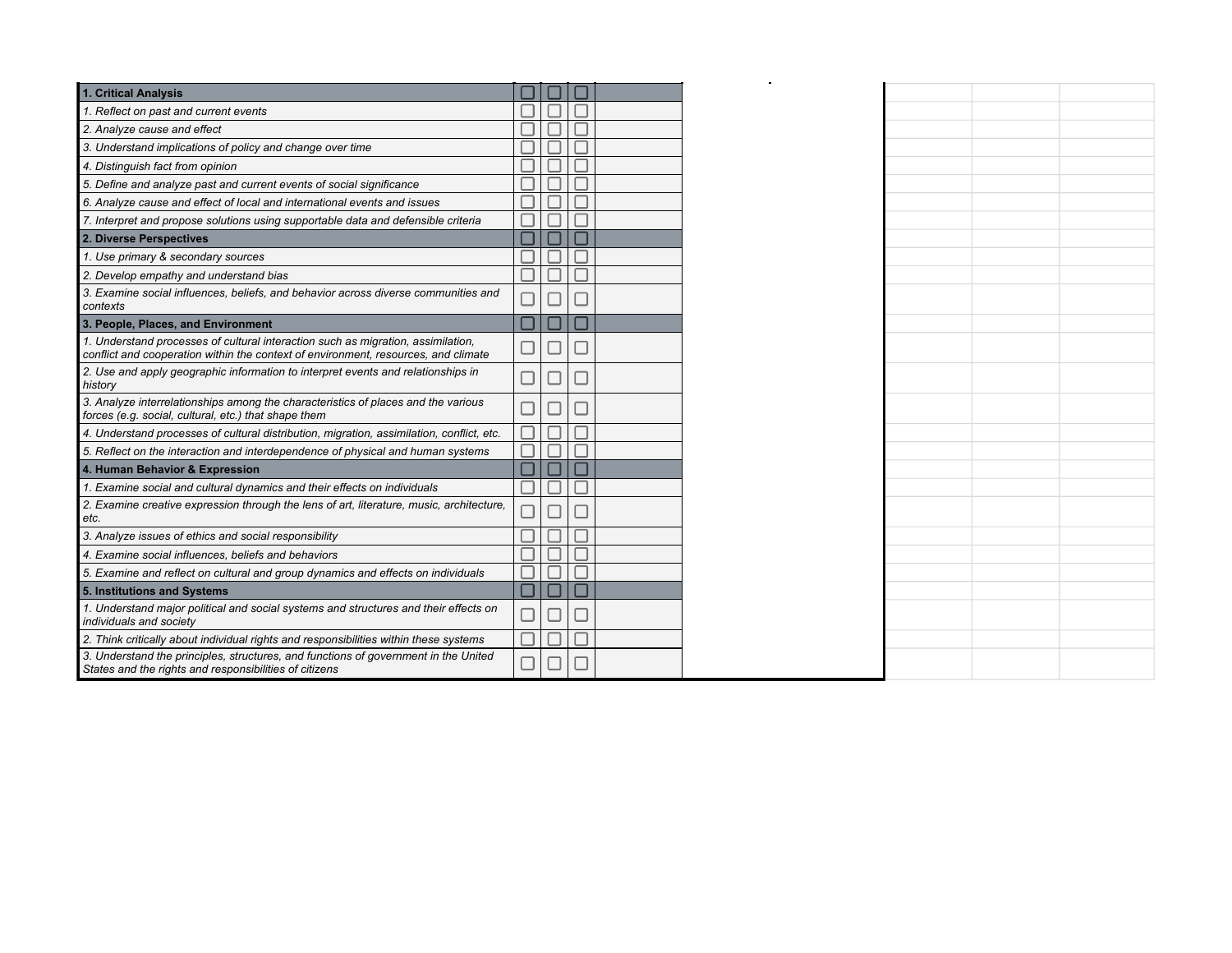| | | | | |
|---|---|---|---|---|
| **1. Critical Analysis** | ☐ | ☐ | ☐ | |
| *1. Reflect on past and current events* | ☐ | ☐ | ☐ | |
| *2. Analyze cause and effect* | ☐ | ☐ | ☐ | |
| *3. Understand implications of policy and change over time* | ☐ | ☐ | ☐ | |
| *4. Distinguish fact from opinion* | ☐ | ☐ | ☐ | |
| *5. Define and analyze past and current events of social significance* | ☐ | ☐ | ☐ | |
| *6. Analyze cause and effect of local and international events and issues* | ☐ | ☐ | ☐ | |
| *7. Interpret and propose solutions using supportable data and defensible criteria* | ☐ | ☐ | ☐ | |
| **2. Diverse Perspectives** | ☐ | ☐ | ☐ | |
| *1. Use primary & secondary sources* | ☐ | ☐ | ☐ | |
| *2. Develop empathy and understand bias* | ☐ | ☐ | ☐ | |
| *3. Examine social influences, beliefs, and behavior across diverse communities and contexts* | ☐ | ☐ | ☐ | |
| **3. People, Places, and Environment** | ☐ | ☐ | ☐ | |
| *1. Understand processes of cultural interaction such as migration, assimilation, conflict and cooperation within the context of environment, resources, and climate* | ☐ | ☐ | ☐ | |
| *2. Use and apply geographic information to interpret events and relationships in history* | ☐ | ☐ | ☐ | |
| *3. Analyze interrelationships among the characteristics of places and the various forces (e.g. social, cultural, etc.) that shape them* | ☐ | ☐ | ☐ | |
| *4. Understand processes of cultural distribution, migration, assimilation, conflict, etc.* | ☐ | ☐ | ☐ | |
| *5. Reflect on the interaction and interdependence of physical and human systems* | ☐ | ☐ | ☐ | |
| **4. Human Behavior & Expression** | ☐ | ☐ | ☐ | |
| *1. Examine social and cultural dynamics and their effects on individuals* | ☐ | ☐ | ☐ | |
| *2. Examine creative expression through the lens of art, literature, music, architecture, etc.* | ☐ | ☐ | ☐ | |
| *3. Analyze issues of ethics and social responsibility* | ☐ | ☐ | ☐ | |
| *4. Examine social influences, beliefs and behaviors* | ☐ | ☐ | ☐ | |
| *5. Examine and reflect on cultural and group dynamics and effects on individuals* | ☐ | ☐ | ☐ | |
| **5. Institutions and Systems** | ☐ | ☐ | ☐ | |
| *1. Understand major political and social systems and structures and their effects on individuals and society* | ☐ | ☐ | ☐ | |
| *2. Think critically about individual rights and responsibilities within these systems* | ☐ | ☐ | ☐ | |
| *3. Understand the principles, structures, and functions of government in the United States and the rights and responsibilities of citizens* | ☐ | ☐ | ☐ | |